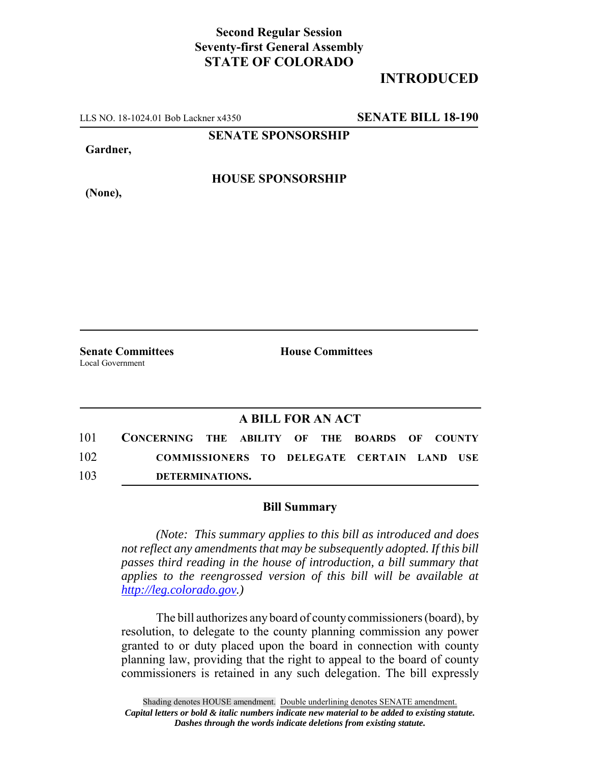**Second Regular Session**
**Seventy-first General Assembly**
**STATE OF COLORADO**

# INTRODUCED

LLS NO. 18-1024.01 Bob Lackner x4350 **SENATE BILL 18-190**

**SENATE SPONSORSHIP**

**Gardner,**

**HOUSE SPONSORSHIP**

**(None),**

**Senate Committees**
Local Government

**House Committees**

## A BILL FOR AN ACT

101 **CONCERNING THE ABILITY OF THE BOARDS OF COUNTY**
102 **COMMISSIONERS TO DELEGATE CERTAIN LAND USE**
103 **DETERMINATIONS.**

### Bill Summary

*(Note: This summary applies to this bill as introduced and does not reflect any amendments that may be subsequently adopted. If this bill passes third reading in the house of introduction, a bill summary that applies to the reengrossed version of this bill will be available at http://leg.colorado.gov.)*

The bill authorizes any board of county commissioners (board), by resolution, to delegate to the county planning commission any power granted to or duty placed upon the board in connection with county planning law, providing that the right to appeal to the board of county commissioners is retained in any such delegation. The bill expressly

Shading denotes HOUSE amendment. Double underlining denotes SENATE amendment.
*Capital letters or bold & italic numbers indicate new material to be added to existing statute.*
*Dashes through the words indicate deletions from existing statute.*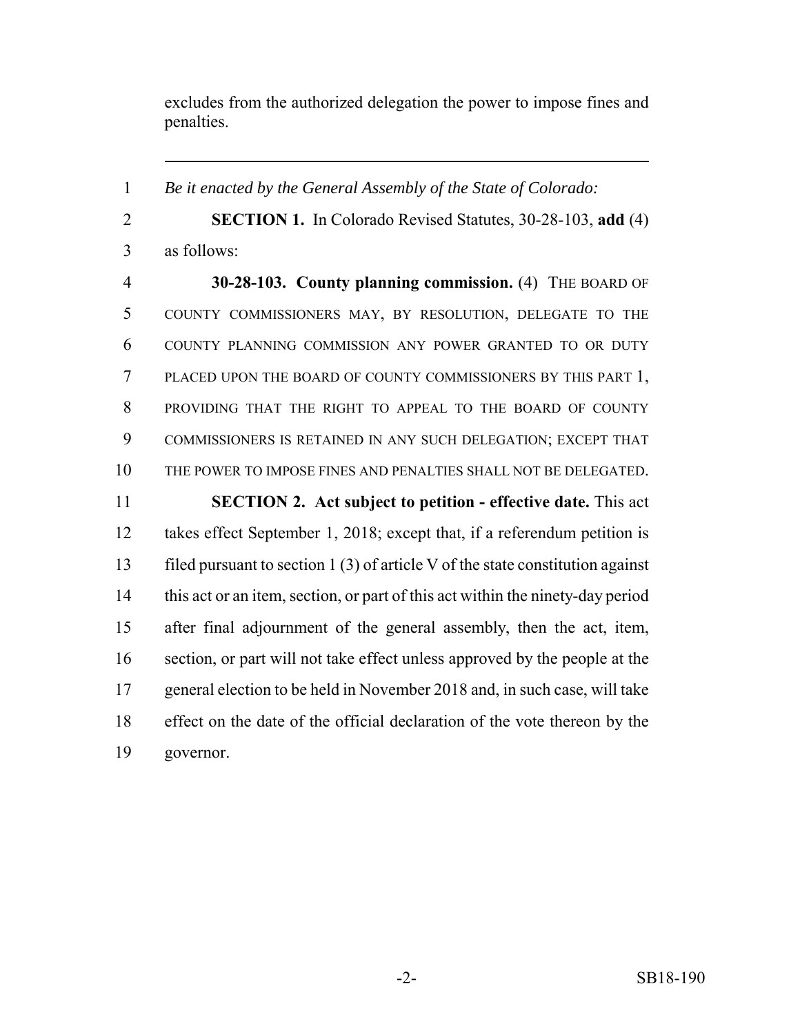excludes from the authorized delegation the power to impose fines and penalties.

---

1 *Be it enacted by the General Assembly of the State of Colorado:*

2 **SECTION 1.** In Colorado Revised Statutes, 30-28-103, **add** (4)
3 as follows:

4 **30-28-103. County planning commission.** (4) THE BOARD OF
5 COUNTY COMMISSIONERS MAY, BY RESOLUTION, DELEGATE TO THE
6 COUNTY PLANNING COMMISSION ANY POWER GRANTED TO OR DUTY
7 PLACED UPON THE BOARD OF COUNTY COMMISSIONERS BY THIS PART 1,
8 PROVIDING THAT THE RIGHT TO APPEAL TO THE BOARD OF COUNTY
9 COMMISSIONERS IS RETAINED IN ANY SUCH DELEGATION; EXCEPT THAT
10 THE POWER TO IMPOSE FINES AND PENALTIES SHALL NOT BE DELEGATED.

11 **SECTION 2. Act subject to petition - effective date.** This act
12 takes effect September 1, 2018; except that, if a referendum petition is
13 filed pursuant to section 1 (3) of article V of the state constitution against
14 this act or an item, section, or part of this act within the ninety-day period
15 after final adjournment of the general assembly, then the act, item,
16 section, or part will not take effect unless approved by the people at the
17 general election to be held in November 2018 and, in such case, will take
18 effect on the date of the official declaration of the vote thereon by the
19 governor.